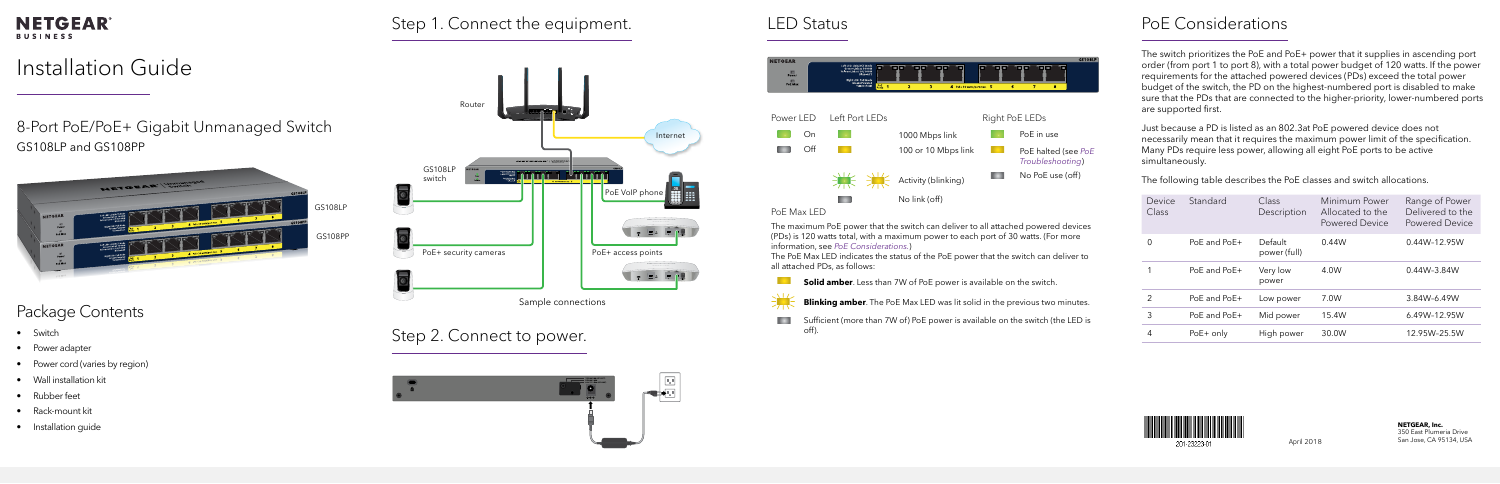NETGEAR® BUSINESS

# Installation Guide

## 8-Port PoE/PoE+ Gigabit Unmanaged Switch
GS108LP and GS108PP

GS108LP

GS108PP

## Package Contents

- Switch
- Power adapter
- Power cord (varies by region)
- Wall installation kit
- Rubber feet
- Rack-mount kit
- Installation guide

## Step 1. Connect the equipment.

Router

Internet

GS108LP switch

PoE VoIP phone

PoE+ security cameras

PoE+ access points

Sample connections

## Step 2. Connect to power.

## LED Status

| Power LED | | Left Port LEDs | | Right PoE LEDs | |
|---|---|---|---|---|---|
| On | | | 1000 Mbps link | | PoE in use |
| Off | | | 100 or 10 Mbps link | | PoE halted (see *PoE Troubleshooting*) |
| | | | Activity (blinking) | | No PoE use (off) |
| | | | No link (off) | | |

PoE Max LED

The maximum PoE power that the switch can deliver to all attached powered devices (PDs) is 120 watts total, with a maximum power to each port of 30 watts. (For more information, see *PoE Considerations*.)

The PoE Max LED indicates the status of the PoE power that the switch can deliver to all attached PDs, as follows:

- **Solid amber**. Less than 7W of PoE power is available on the switch.
- **Blinking amber**. The PoE Max LED was lit solid in the previous two minutes.
- Sufficient (more than 7W of) PoE power is available on the switch (the LED is off).

## PoE Considerations

The switch prioritizes the PoE and PoE+ power that it supplies in ascending port order (from port 1 to port 8), with a total power budget of 120 watts. If the power requirements for the attached powered devices (PDs) exceed the total power budget of the switch, the PD on the highest-numbered port is disabled to make sure that the PDs that are connected to the higher-priority, lower-numbered ports are supported first.

Just because a PD is listed as an 802.3at PoE powered device does not necessarily mean that it requires the maximum power limit of the specification. Many PDs require less power, allowing all eight PoE ports to be active simultaneously.

The following table describes the PoE classes and switch allocations.

| Device Class | Standard | Class Description | Minimum Power Allocated to the Powered Device | Range of Power Delivered to the Powered Device |
|---|---|---|---|---|
| 0 | PoE and PoE+ | Default power (full) | 0.44W | 0.44W–12.95W |
| 1 | PoE and PoE+ | Very low power | 4.0W | 0.44W–3.84W |
| 2 | PoE and PoE+ | Low power | 7.0W | 3.84W–6.49W |
| 3 | PoE and PoE+ | Mid power | 15.4W | 6.49W–12.95W |
| 4 | PoE+ only | High power | 30.0W | 12.95W–25.5W |

201-23223-01

April 2018

**NETGEAR, Inc.**
350 East Plumeria Drive
San Jose, CA 95134, USA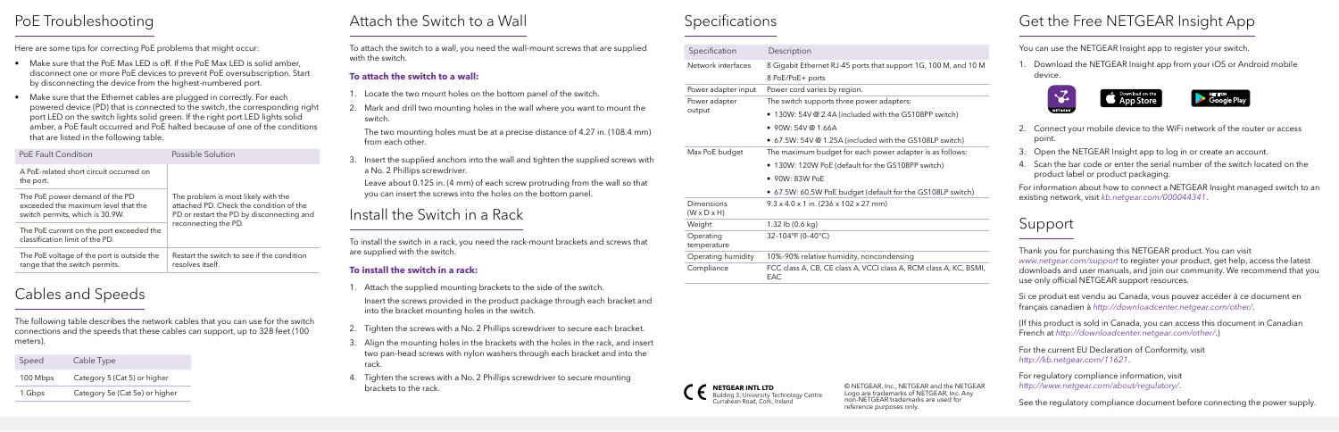## PoE Troubleshooting

Here are some tips for correcting PoE problems that might occur:

- Make sure that the PoE Max LED is off. If the PoE Max LED is solid amber, disconnect one or more PoE devices to prevent PoE oversubscription. Start by disconnecting the device from the highest-numbered port.
- Make sure that the Ethernet cables are plugged in correctly. For each powered device (PD) that is connected to the switch, the corresponding right port LED on the switch lights solid green. If the right port LED lights solid amber, a PoE fault occurred and PoE halted because of one of the conditions that are listed in the following table.

| PoE Fault Condition | Possible Solution |
|---|---|
| A PoE-related short circuit occurred on the port. | The problem is most likely with the attached PD. Check the condition of the PD or restart the PD by disconnecting and reconnecting the PD. |
| The PoE power demand of the PD exceeded the maximum level that the switch permits, which is 30.9W. | |
| The PoE current on the port exceeded the classification limit of the PD. | |
| The PoE voltage of the port is outside the range that the switch permits. | Restart the switch to see if the condition resolves itself. |

## Cables and Speeds

The following table describes the network cables that you can use for the switch connections and the speeds that these cables can support, up to 328 feet (100 meters).

| Speed | Cable Type |
|---|---|
| 100 Mbps | Category 5 (Cat 5) or higher |
| 1 Gbps | Category 5e (Cat 5e) or higher |

## Attach the Switch to a Wall

To attach the switch to a wall, you need the wall-mount screws that are supplied with the switch.

### To attach the switch to a wall:

1. Locate the two mount holes on the bottom panel of the switch.
2. Mark and drill two mounting holes in the wall where you want to mount the switch.

   The two mounting holes must be at a precise distance of 4.27 in. (108.4 mm) from each other.
3. Insert the supplied anchors into the wall and tighten the supplied screws with a No. 2 Phillips screwdriver.

   Leave about 0.125 in. (4 mm) of each screw protruding from the wall so that you can insert the screws into the holes on the bottom panel.

## Install the Switch in a Rack

To install the switch in a rack, you need the rack-mount brackets and screws that are supplied with the switch.

### To install the switch in a rack:

1. Attach the supplied mounting brackets to the side of the switch.

   Insert the screws provided in the product package through each bracket and into the bracket mounting holes in the switch.
2. Tighten the screws with a No. 2 Phillips screwdriver to secure each bracket.
3. Align the mounting holes in the brackets with the holes in the rack, and insert two pan-head screws with nylon washers through each bracket and into the rack.
4. Tighten the screws with a No. 2 Phillips screwdriver to secure mounting brackets to the rack.

## Specifications

| Specification | Description |
|---|---|
| Network interfaces | 8 Gigabit Ethernet RJ-45 ports that support 1G, 100 M, and 10 M<br>8 PoE/PoE+ ports |
| Power adapter input | Power cord varies by region. |
| Power adapter output | The switch supports three power adapters:<br>• 130W: 54V @ 2.4A (included with the GS108PP switch)<br>• 90W: 54V @ 1.66A<br>• 67.5W: 54V @ 1.25A (included with the GS108LP switch) |
| Max PoE budget | The maximum budget for each power adapter is as follows:<br>• 130W: 120W PoE (default for the GS108PP switch)<br>• 90W: 83W PoE<br>• 67.5W: 60.5W PoE budget (default for the GS108LP switch) |
| Dimensions (W x D x H) | 9.3 x 4.0 x 1 in. (236 x 102 x 27 mm) |
| Weight | 1.32 lb (0.6 kg) |
| Operating temperature | 32–104°F (0–40°C) |
| Operating humidity | 10%–90% relative humidity, noncondensing |
| Compliance | FCC class A, CB, CE class A, VCCI class A, RCM class A, KC, BSMI, EAC |

**NETGEAR INTL LTD**
Building 3, University Technology Centre
Curraheen Road, Cork, Ireland

© NETGEAR, Inc., NETGEAR and the NETGEAR Logo are trademarks of NETGEAR, Inc. Any non‑NETGEAR trademarks are used for reference purposes only.

## Get the Free NETGEAR Insight App

You can use the NETGEAR Insight app to register your switch.

1. Download the NETGEAR Insight app from your iOS or Android mobile device.
2. Connect your mobile device to the WiFi network of the router or access point.
3. Open the NETGEAR Insight app to log in or create an account.
4. Scan the bar code or enter the serial number of the switch located on the product label or product packaging.

For information about how to connect a NETGEAR Insight managed switch to an existing network, visit *kb.netgear.com/000044341*.

## Support

Thank you for purchasing this NETGEAR product. You can visit *www.netgear.com/support* to register your product, get help, access the latest downloads and user manuals, and join our community. We recommend that you use only official NETGEAR support resources.

Si ce produit est vendu au Canada, vous pouvez accéder à ce document en français canadien à *http://downloadcenter.netgear.com/other/*.

(If this product is sold in Canada, you can access this document in Canadian French at *http://downloadcenter.netgear.com/other/*.)

For the current EU Declaration of Conformity, visit *http://kb.netgear.com/11621*.

For regulatory compliance information, visit *http://www.netgear.com/about/regulatory/*.

See the regulatory compliance document before connecting the power supply.